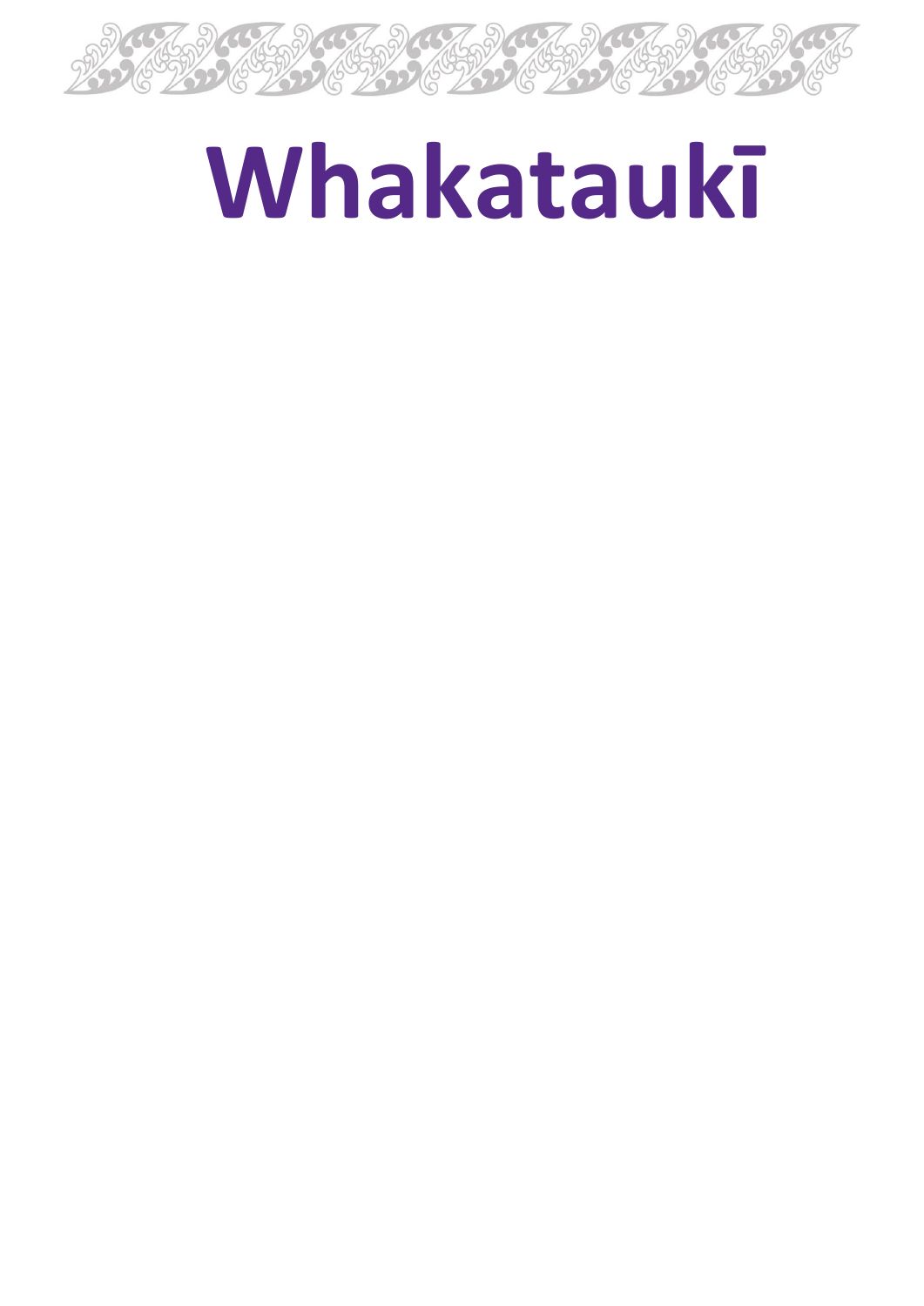# Whakataukī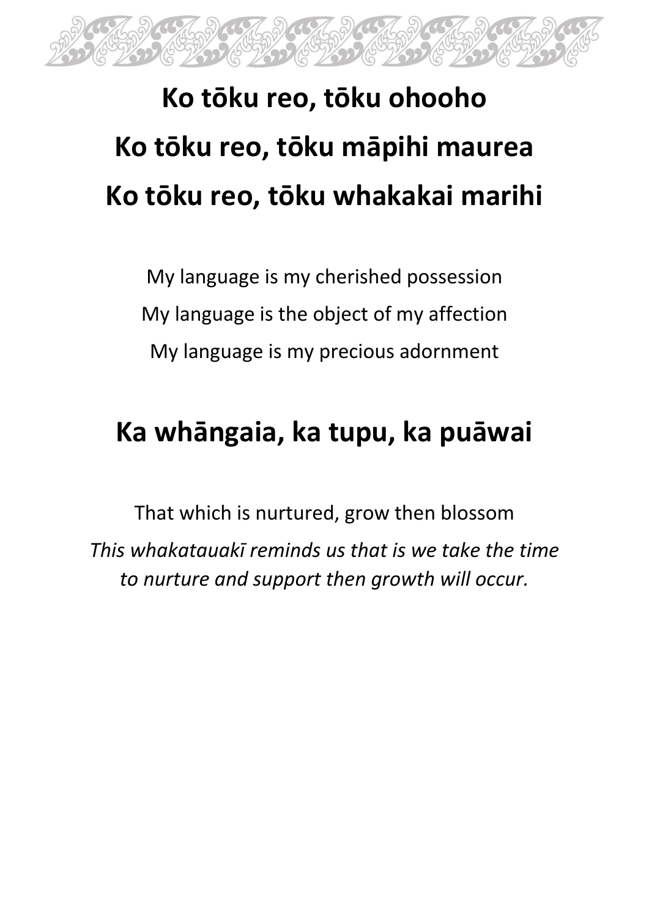# Ko tōku reo, tōku ohooho
# Ko tōku reo, tōku māpihi maurea
# Ko tōku reo, tōku whakakai marihi

My language is my cherished possession

My language is the object of my affection

My language is my precious adornment

## Ka whāngaia, ka tupu, ka puāwai

That which is nurtured, grow then blossom

*This whakatauakī reminds us that is we take the time to nurture and support then growth will occur.*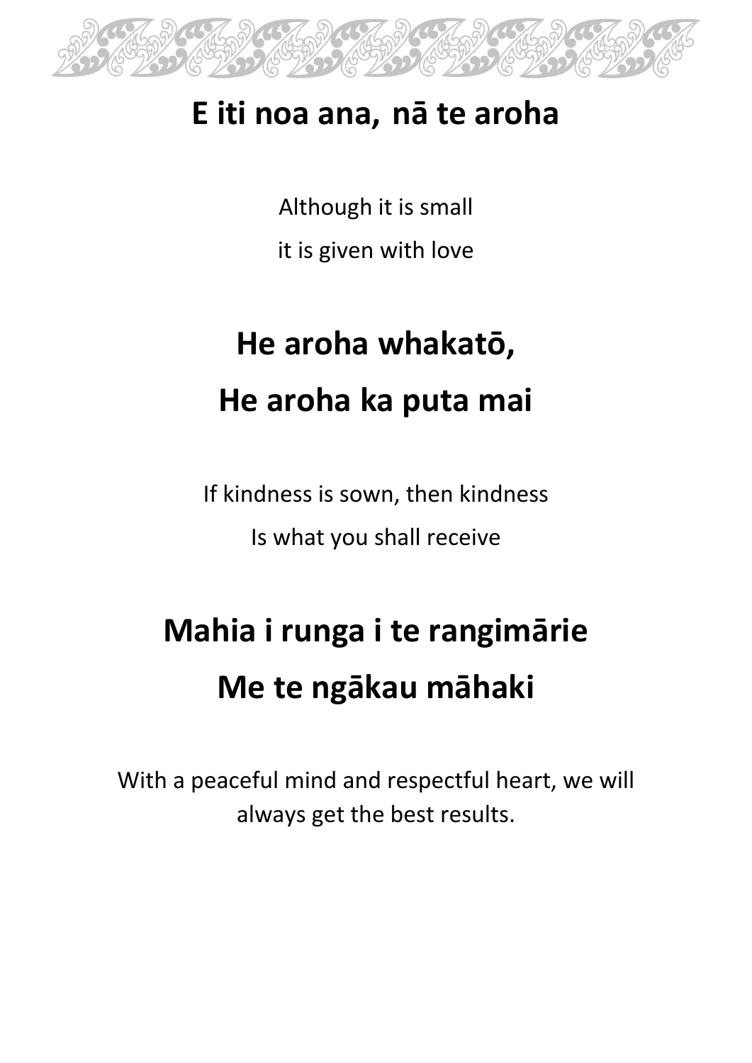## E iti noa ana, nā te aroha

Although it is small

it is given with love

## He aroha whakatō,
## He aroha ka puta mai

If kindness is sown, then kindness

Is what you shall receive

## Mahia i runga i te rangimārie
## Me te ngākau māhaki

With a peaceful mind and respectful heart, we will always get the best results.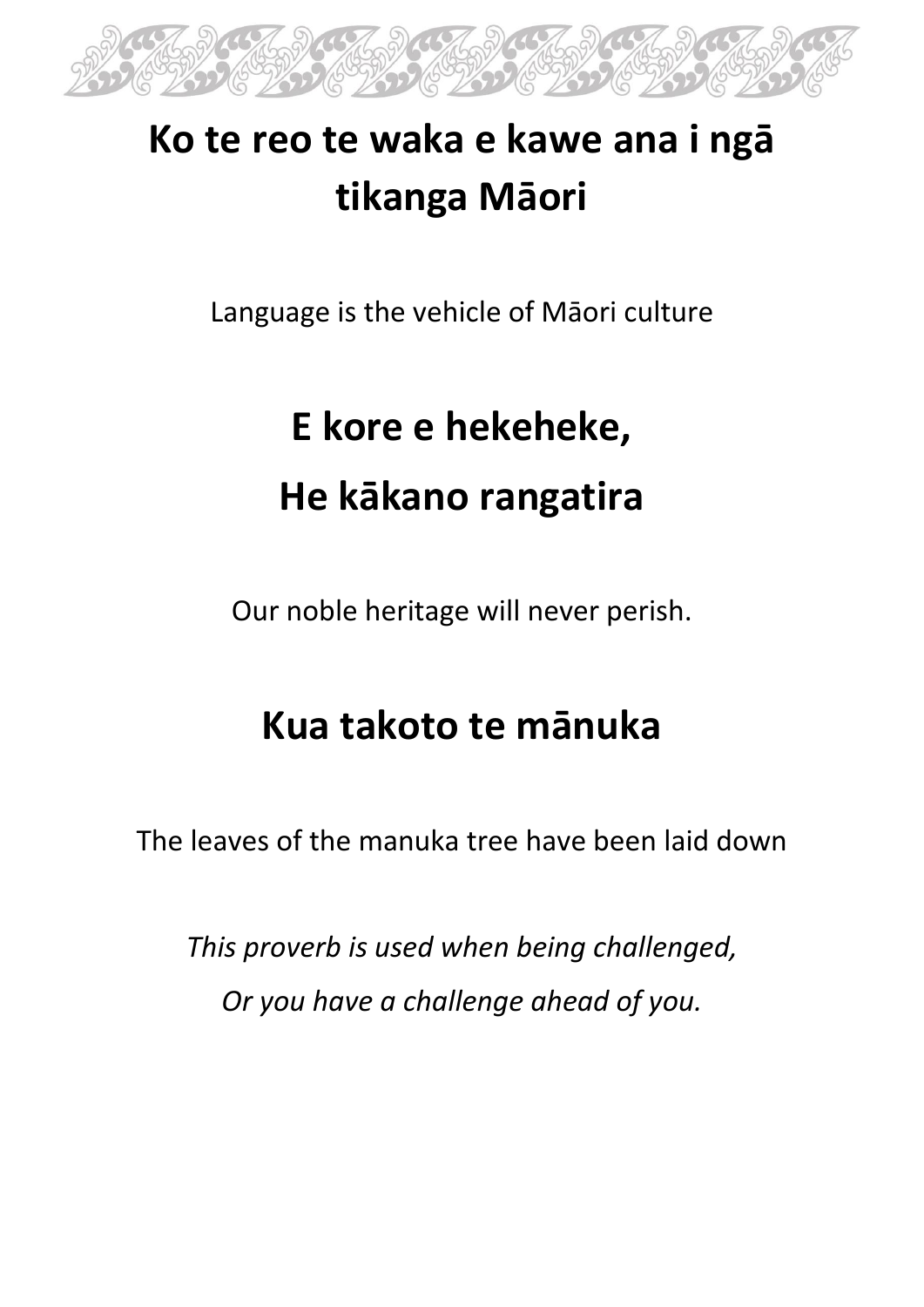**Ko te reo te waka e kawe ana i ngā tikanga Māori**

Language is the vehicle of Māori culture

**E kore e hekeheke,**

**He kākano rangatira**

Our noble heritage will never perish.

**Kua takoto te mānuka**

The leaves of the manuka tree have been laid down

*This proverb is used when being challenged,*

*Or you have a challenge ahead of you.*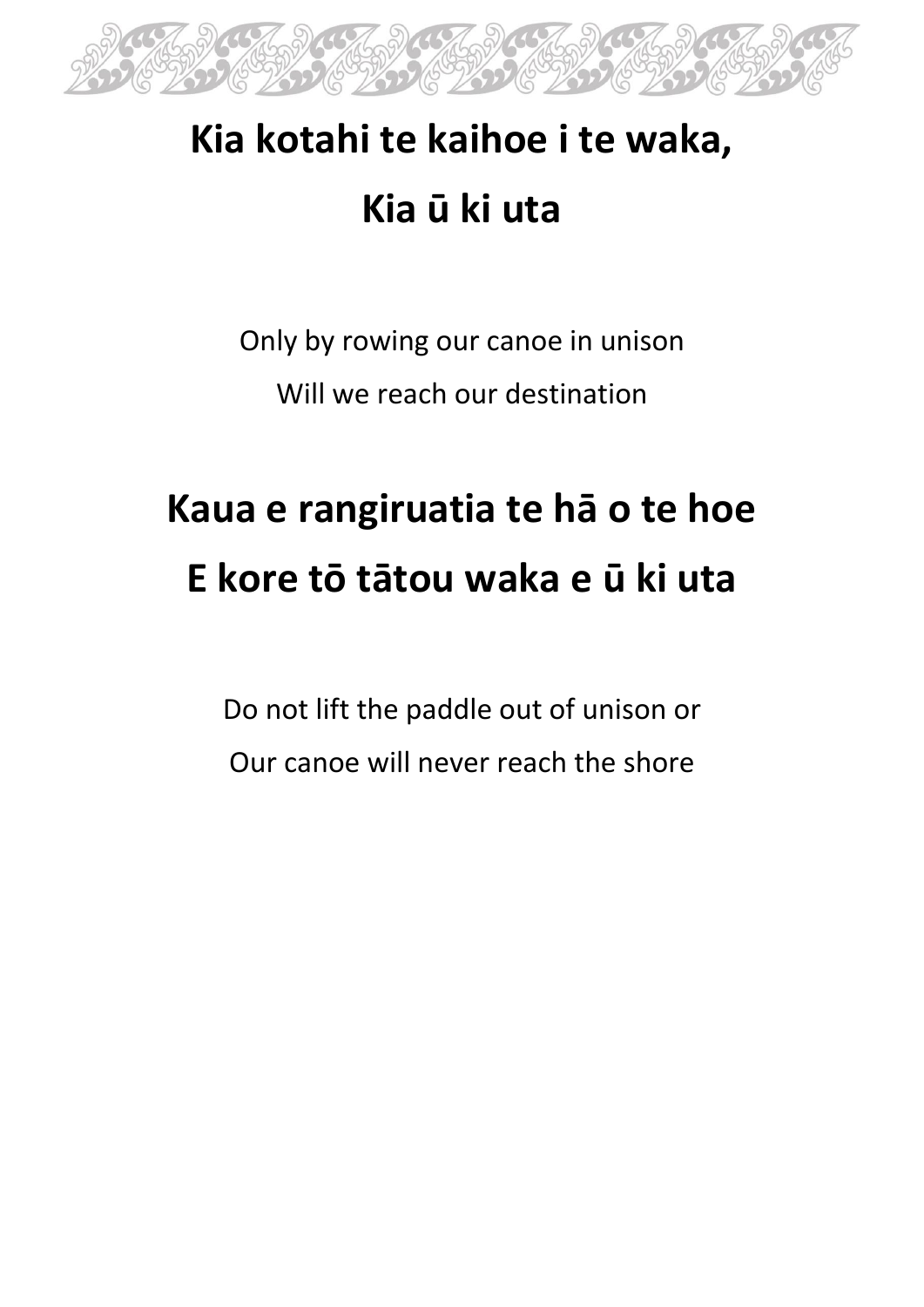**Kia kotahi te kaihoe i te waka,**

**Kia ū ki uta**

Only by rowing our canoe in unison

Will we reach our destination

**Kaua e rangiruatia te hā o te hoe**

**E kore tō tātou waka e ū ki uta**

Do not lift the paddle out of unison or

Our canoe will never reach the shore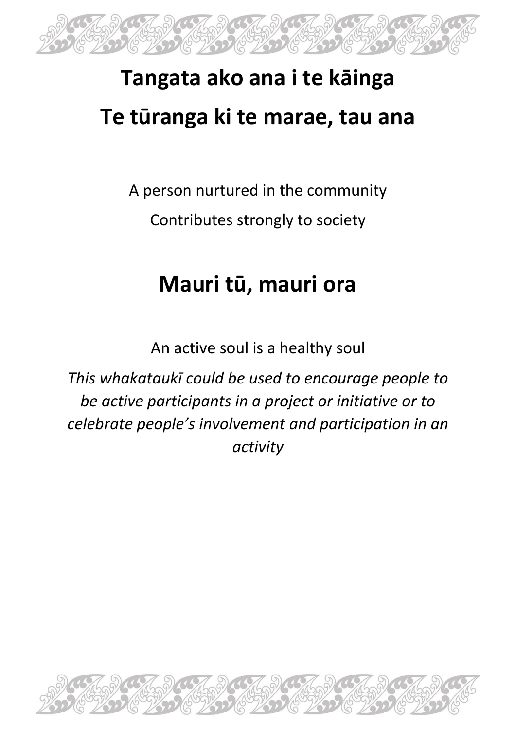## Tangata ako ana i te kāinga

## Te tūranga ki te marae, tau ana

A person nurtured in the community

Contributes strongly to society

## Mauri tū, mauri ora

An active soul is a healthy soul

*This whakataukī could be used to encourage people to be active participants in a project or initiative or to celebrate people's involvement and participation in an activity*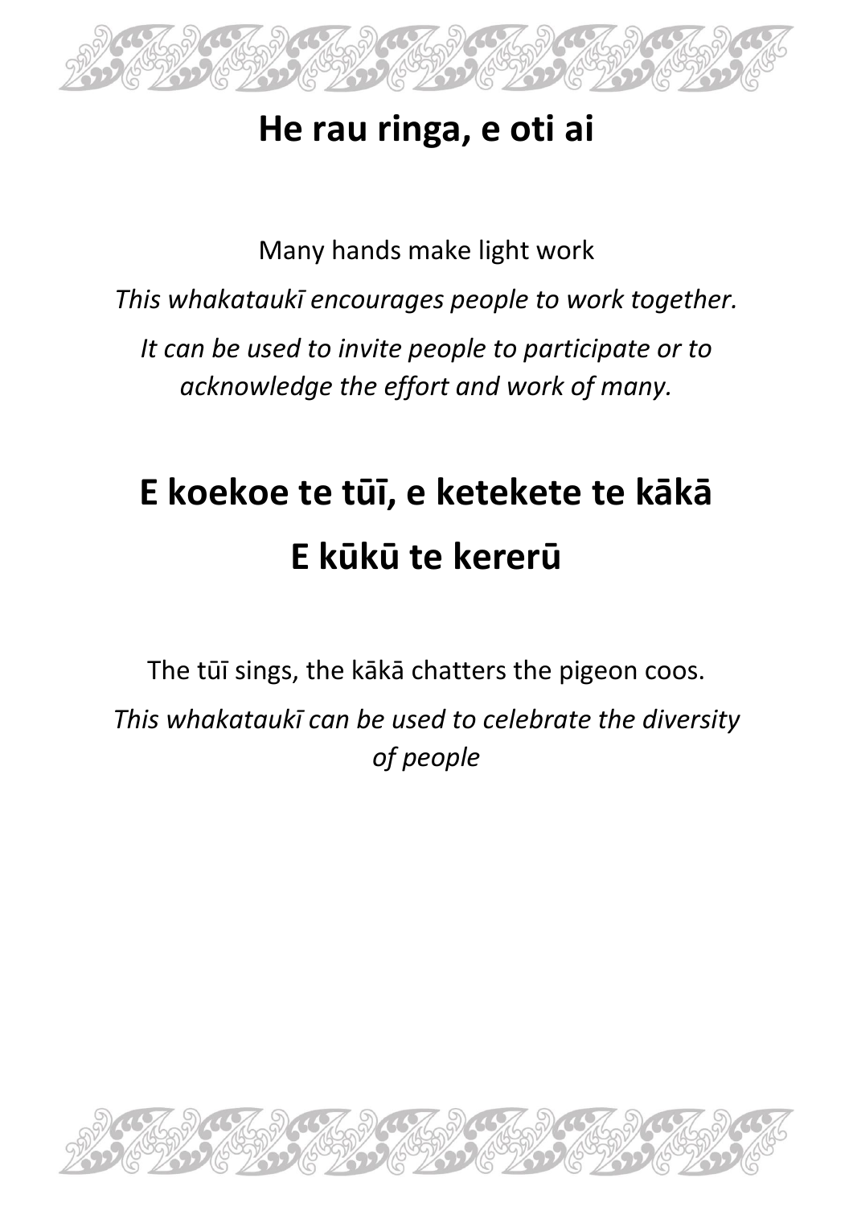# He rau ringa, e oti ai

Many hands make light work

*This whakataukī encourages people to work together.*

*It can be used to invite people to participate or to acknowledge the effort and work of many.*

# E koekoe te tūī, e ketekete te kākā E kūkū te kererū

The tūī sings, the kākā chatters the pigeon coos.

*This whakataukī can be used to celebrate the diversity of people*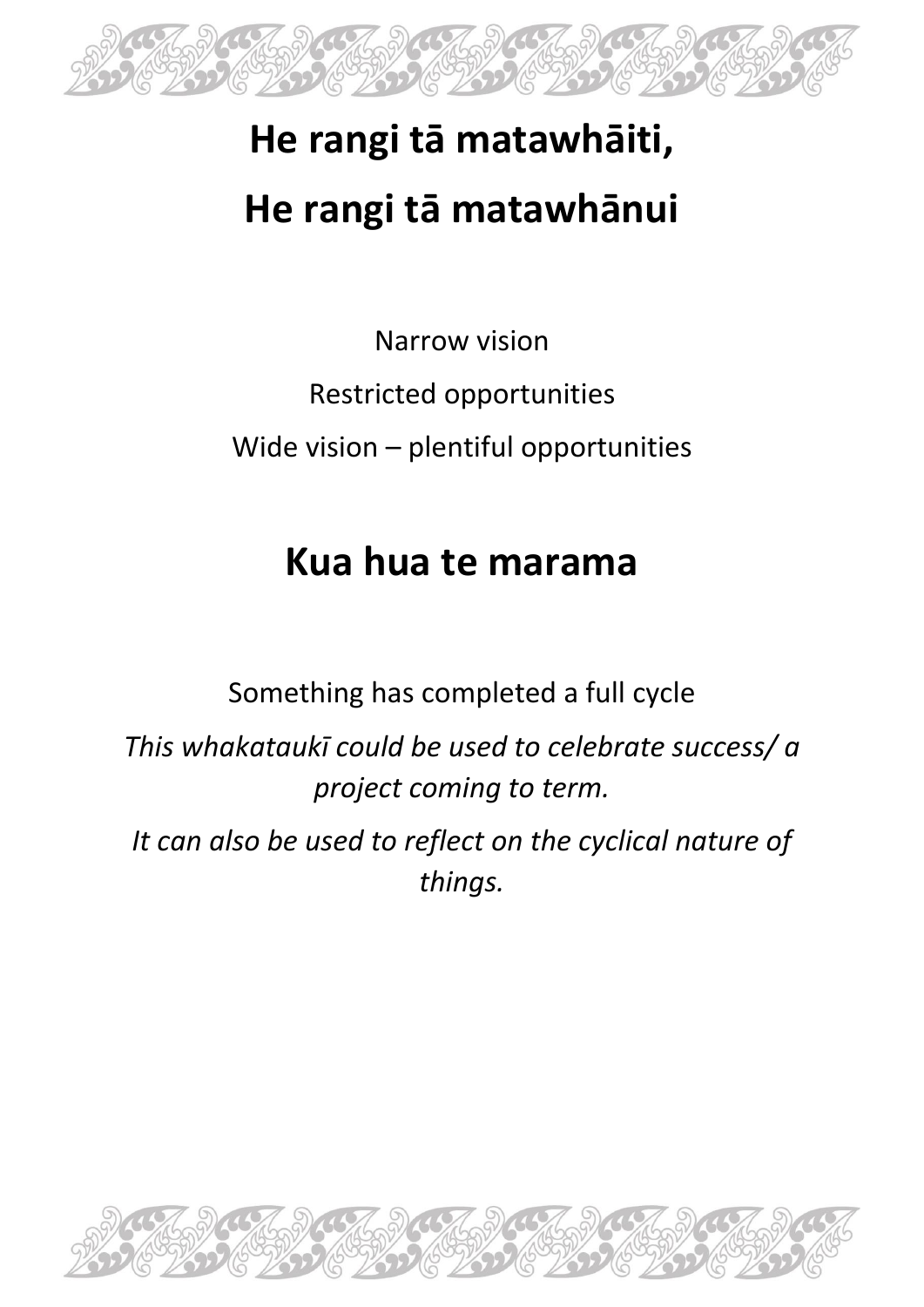## He rangi tā matawhāiti,
## He rangi tā matawhānui

Narrow vision

Restricted opportunities

Wide vision – plentiful opportunities

## Kua hua te marama

Something has completed a full cycle

*This whakataukī could be used to celebrate success/ a project coming to term.*

*It can also be used to reflect on the cyclical nature of things.*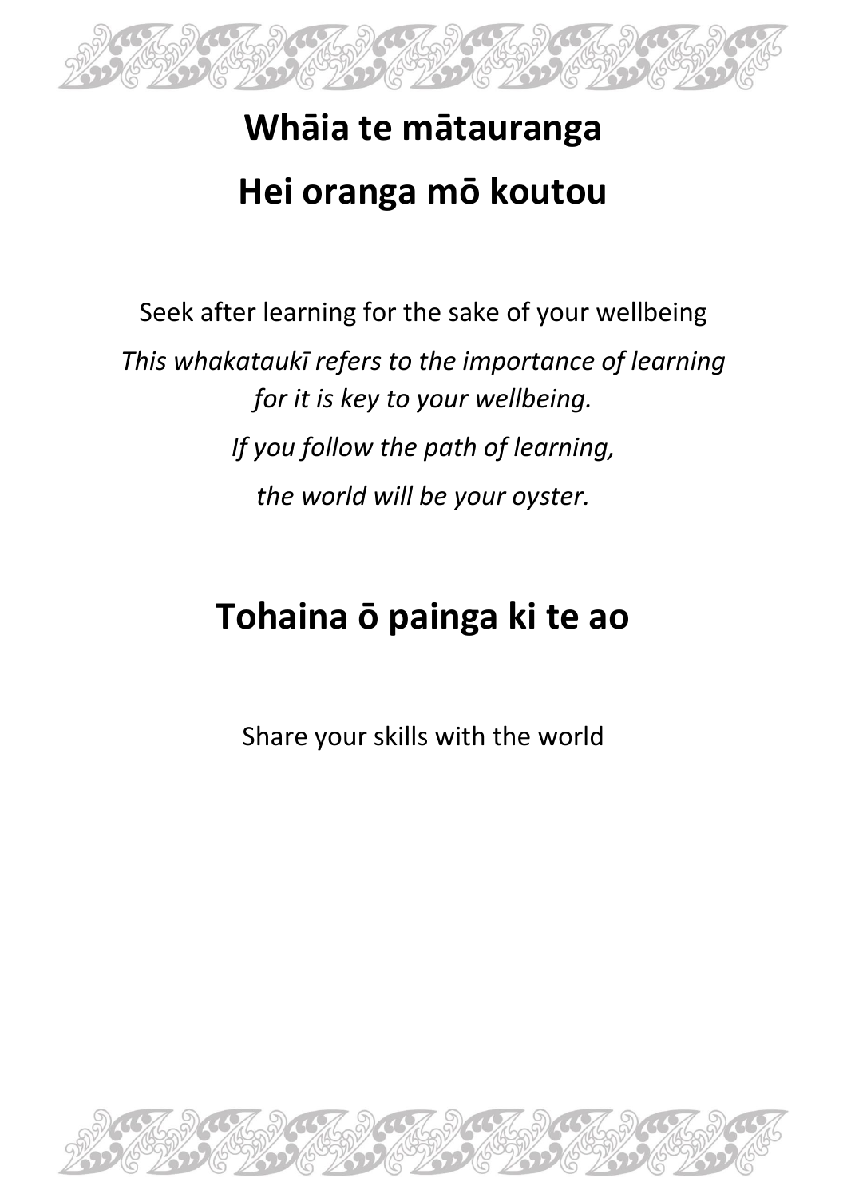# Whāia te mātauranga
# Hei oranga mō koutou

Seek after learning for the sake of your wellbeing

*This whakataukī refers to the importance of learning for it is key to your wellbeing.*

*If you follow the path of learning,*

*the world will be your oyster.*

# Tohaina ō painga ki te ao

Share your skills with the world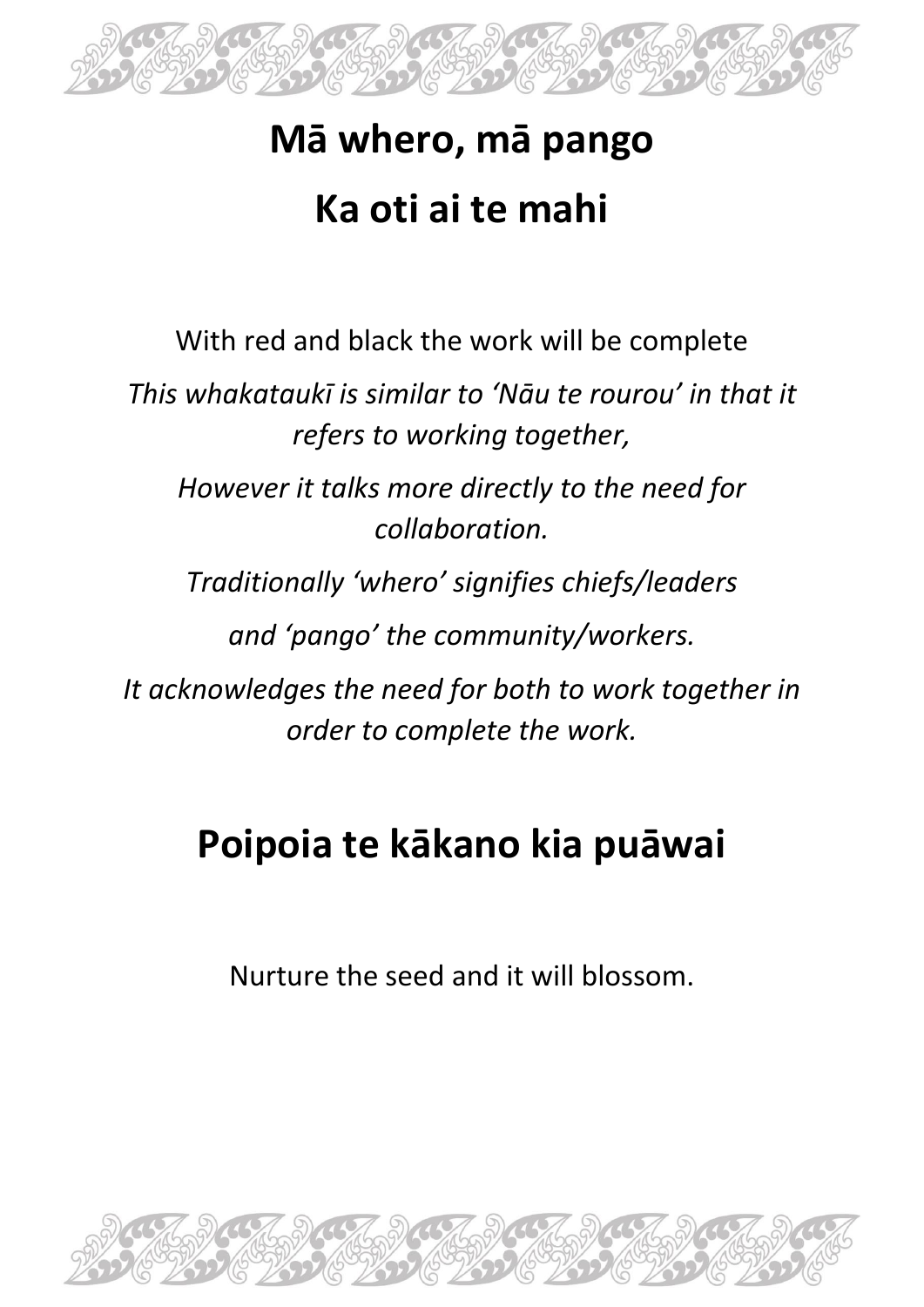# Mā whero, mā pango
# Ka oti ai te mahi

With red and black the work will be complete

*This whakataukī is similar to 'Nāu te rourou' in that it refers to working together,*

*However it talks more directly to the need for collaboration.*

*Traditionally 'whero' signifies chiefs/leaders*

*and 'pango' the community/workers.*

*It acknowledges the need for both to work together in order to complete the work.*

# Poipoia te kākano kia puāwai

Nurture the seed and it will blossom.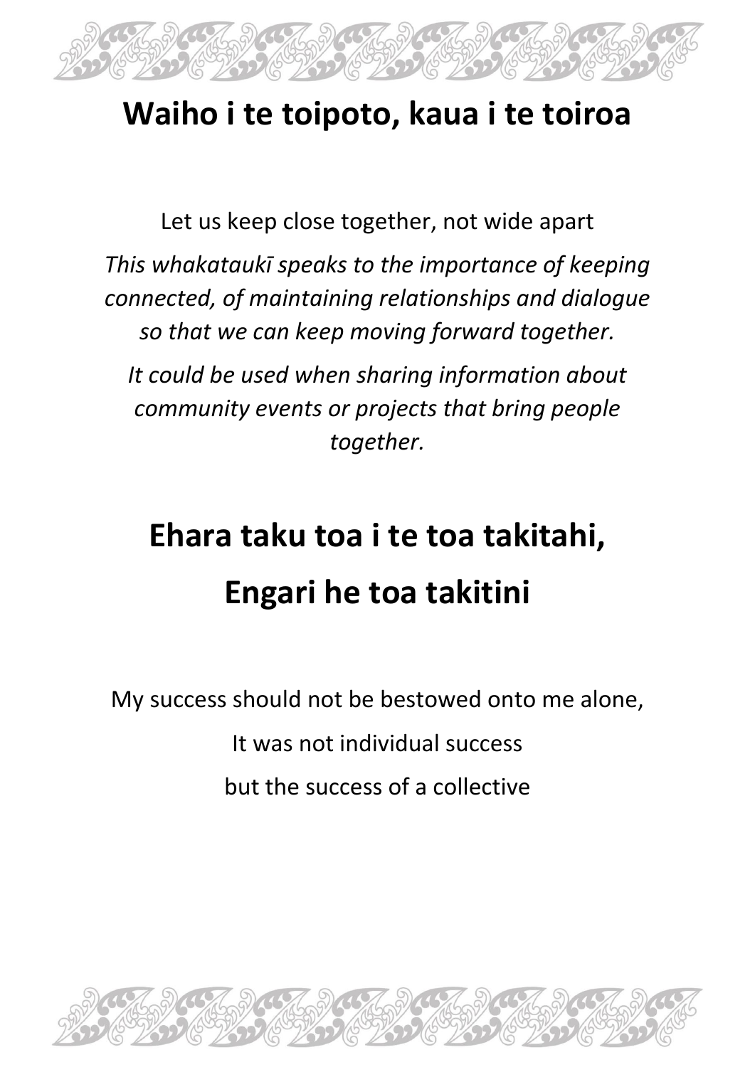# Waiho i te toipoto, kaua i te toiroa

Let us keep close together, not wide apart

*This whakataukī speaks to the importance of keeping connected, of maintaining relationships and dialogue so that we can keep moving forward together.*

*It could be used when sharing information about community events or projects that bring people together.*

# Ehara taku toa i te toa takitahi,
# Engari he toa takitini

My success should not be bestowed onto me alone,

It was not individual success

but the success of a collective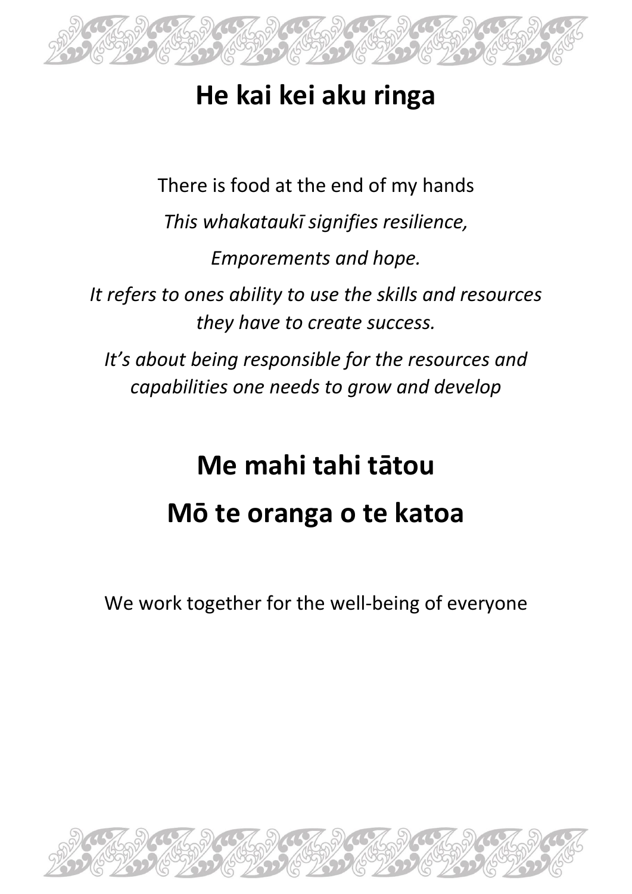# He kai kei aku ringa

There is food at the end of my hands

*This whakataukī signifies resilience,*

*Emporements and hope.*

*It refers to ones ability to use the skills and resources they have to create success.*

*It's about being responsible for the resources and capabilities one needs to grow and develop*

# Me mahi tahi tātou

# Mō te oranga o te katoa

We work together for the well-being of everyone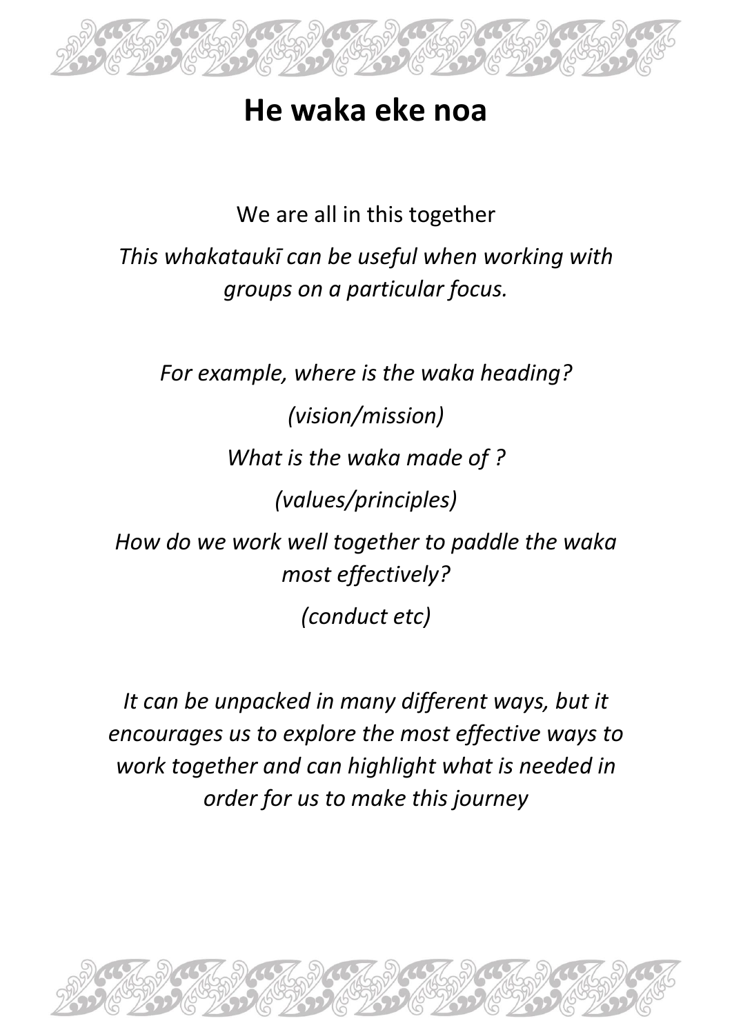# He waka eke noa

We are all in this together

*This whakataukī can be useful when working with groups on a particular focus.*

*For example, where is the waka heading?*

*(vision/mission)*

*What is the waka made of ?*

*(values/principles)*

*How do we work well together to paddle the waka most effectively?*

*(conduct etc)*

*It can be unpacked in many different ways, but it encourages us to explore the most effective ways to work together and can highlight what is needed in order for us to make this journey*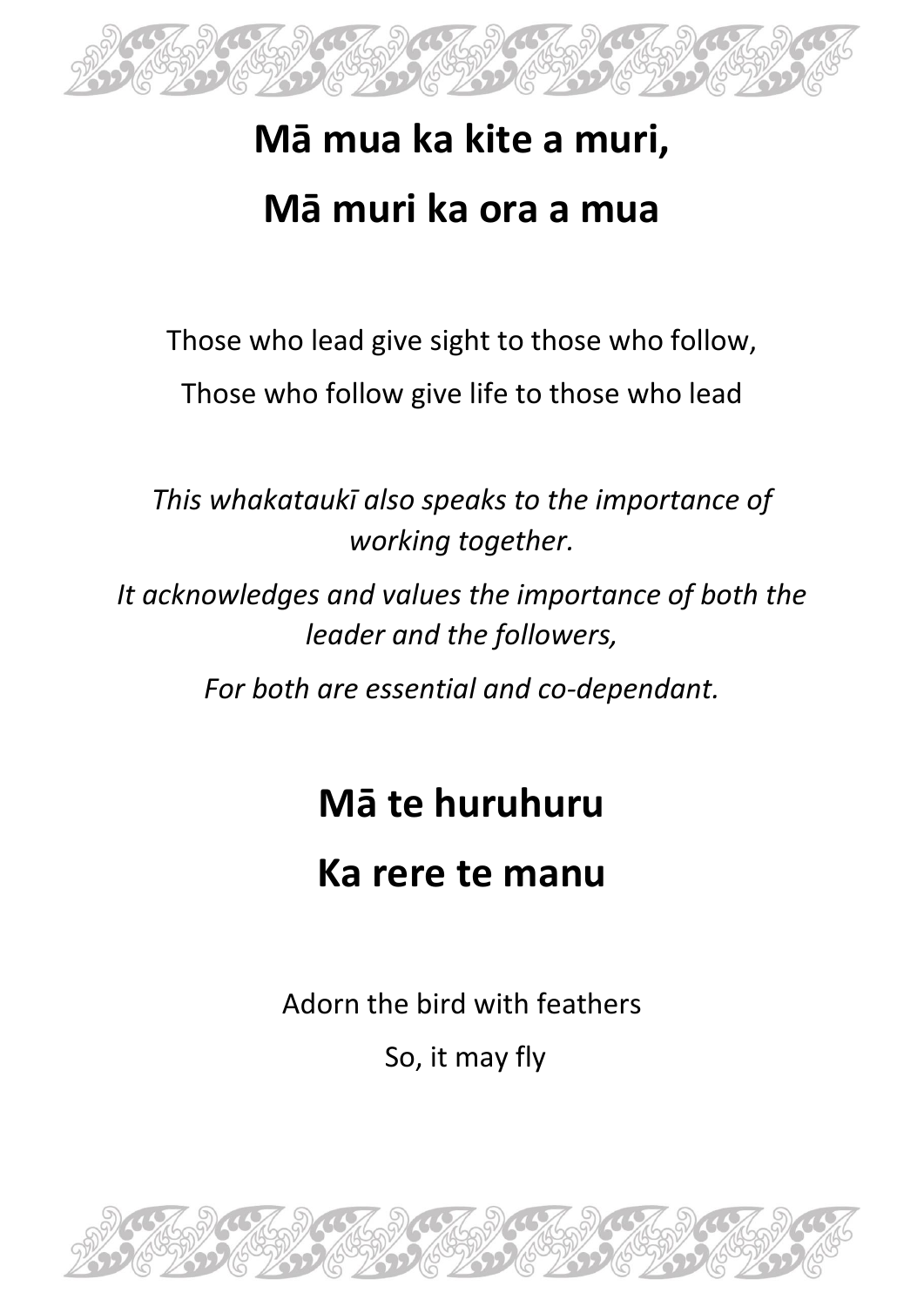## Mā mua ka kite a muri,
## Mā muri ka ora a mua

Those who lead give sight to those who follow,

Those who follow give life to those who lead

*This whakataukī also speaks to the importance of working together.*

*It acknowledges and values the importance of both the leader and the followers,*

*For both are essential and co-dependant.*

## Mā te huruhuru
## Ka rere te manu

Adorn the bird with feathers

So, it may fly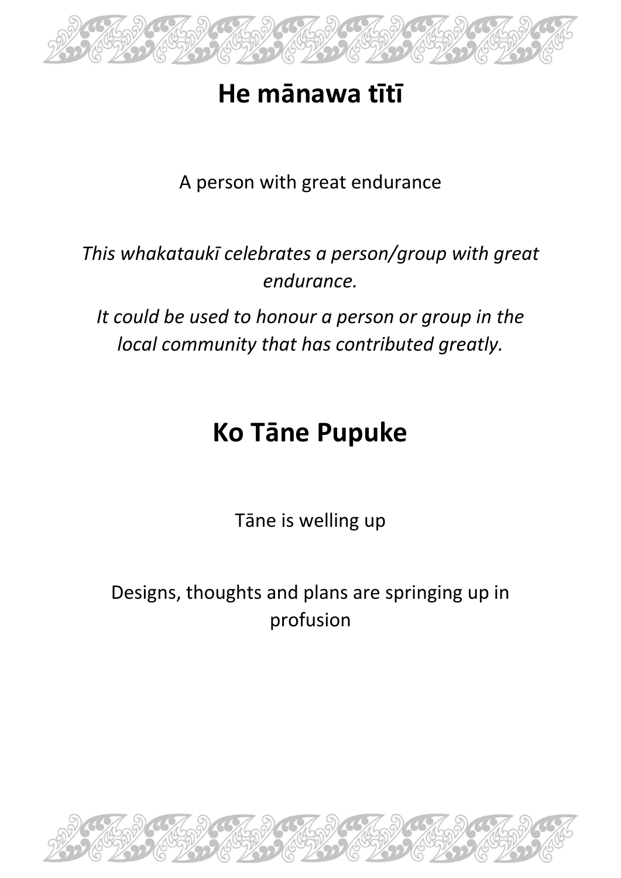# He mānawa tītī

A person with great endurance

*This whakataukī celebrates a person/group with great endurance.*

*It could be used to honour a person or group in the local community that has contributed greatly.*

# Ko Tāne Pupuke

Tāne is welling up

Designs, thoughts and plans are springing up in profusion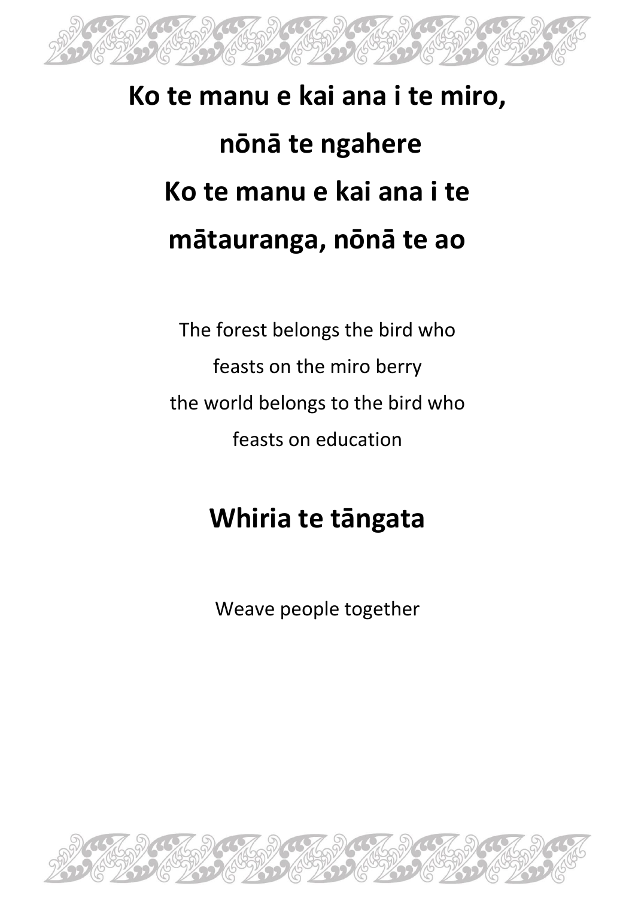**Ko te manu e kai ana i te miro,**
**nōnā te ngahere**
**Ko te manu e kai ana i te**
**mātauranga, nōnā te ao**

The forest belongs the bird who
feasts on the miro berry
the world belongs to the bird who
feasts on education

**Whiria te tāngata**

Weave people together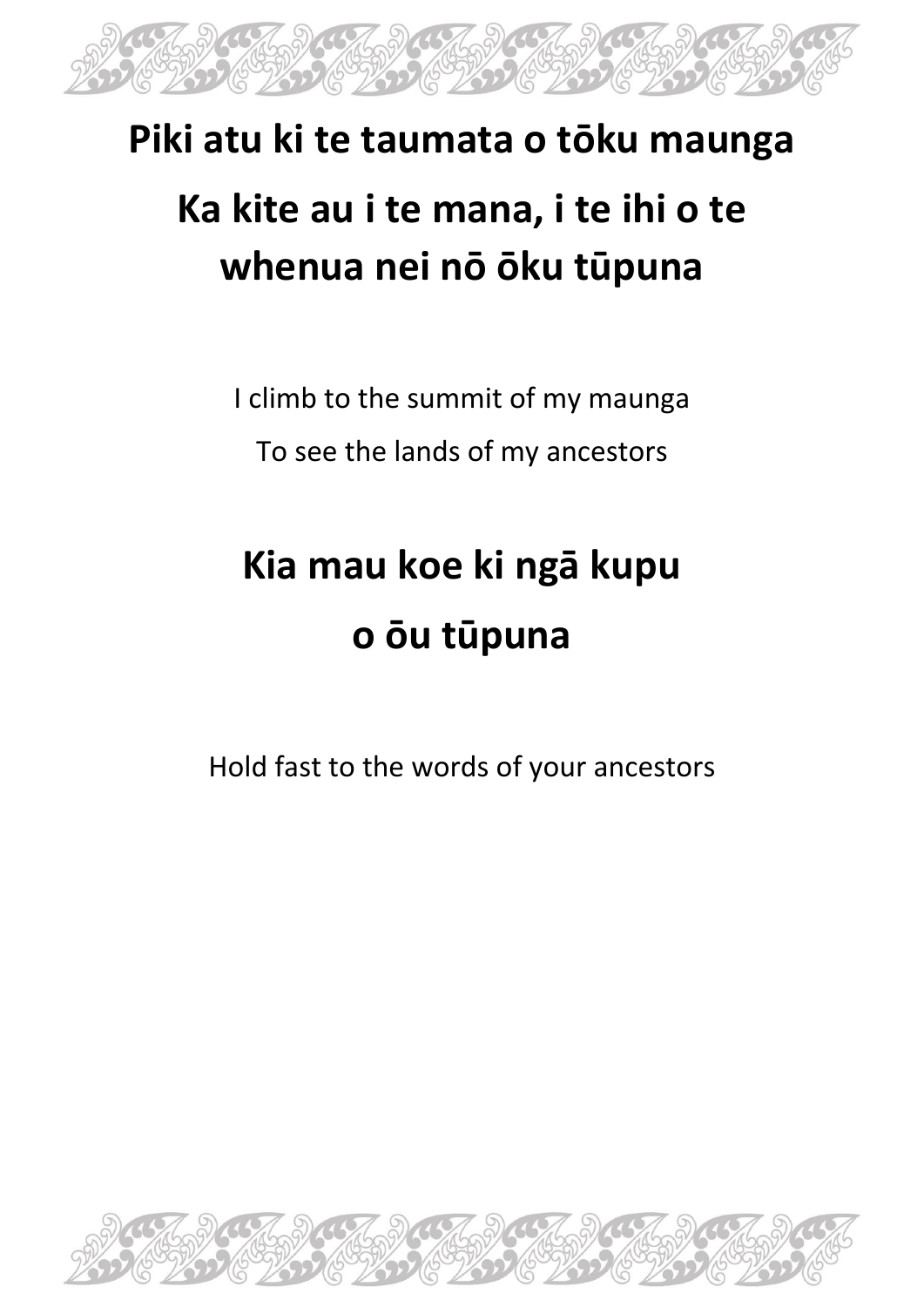**Piki atu ki te taumata o tōku maunga**

**Ka kite au i te mana, i te ihi o te whenua nei nō ōku tūpuna**

I climb to the summit of my maunga

To see the lands of my ancestors

**Kia mau koe ki ngā kupu o ōu tūpuna**

Hold fast to the words of your ancestors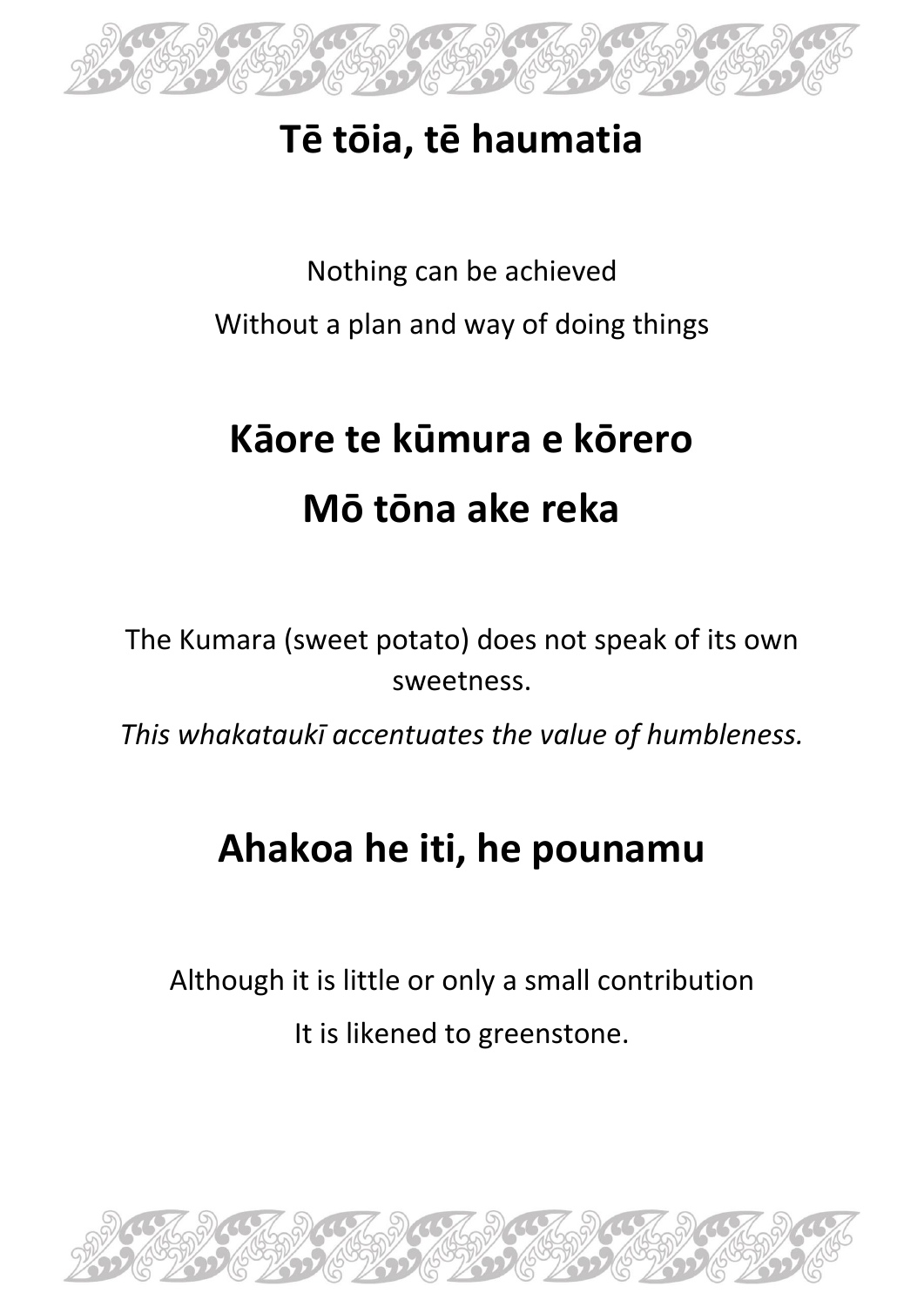## Tē tōia, tē haumatia

Nothing can be achieved

Without a plan and way of doing things

## Kāore te kūmura e kōrero Mō tōna ake reka

The Kumara (sweet potato) does not speak of its own sweetness.

*This whakataukī accentuates the value of humbleness.*

## Ahakoa he iti, he pounamu

Although it is little or only a small contribution

It is likened to greenstone.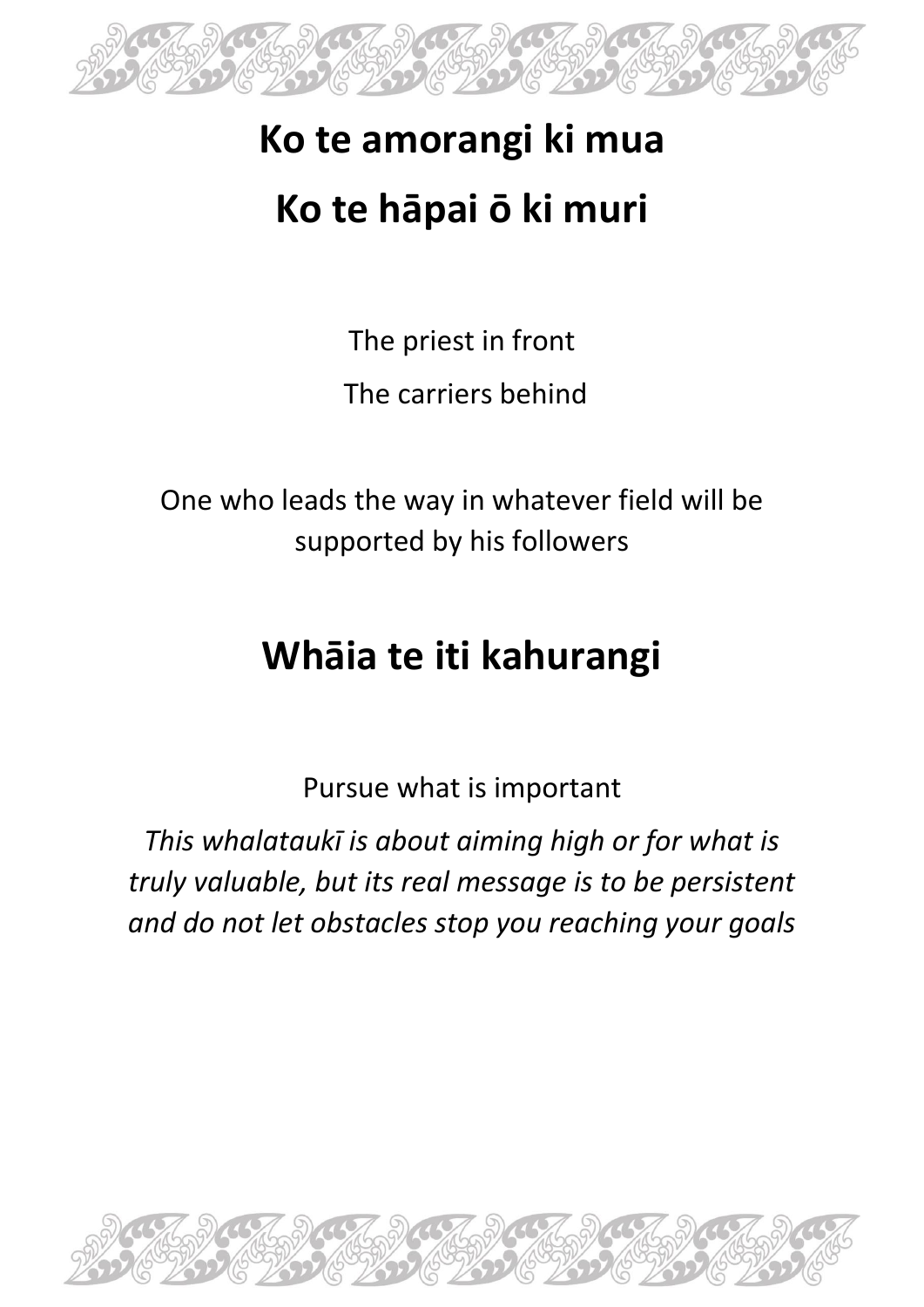# Ko te amorangi ki mua
# Ko te hāpai ō ki muri

The priest in front

The carriers behind

One who leads the way in whatever field will be supported by his followers

# Whāia te iti kahurangi

Pursue what is important

*This whalataukī is about aiming high or for what is truly valuable, but its real message is to be persistent and do not let obstacles stop you reaching your goals*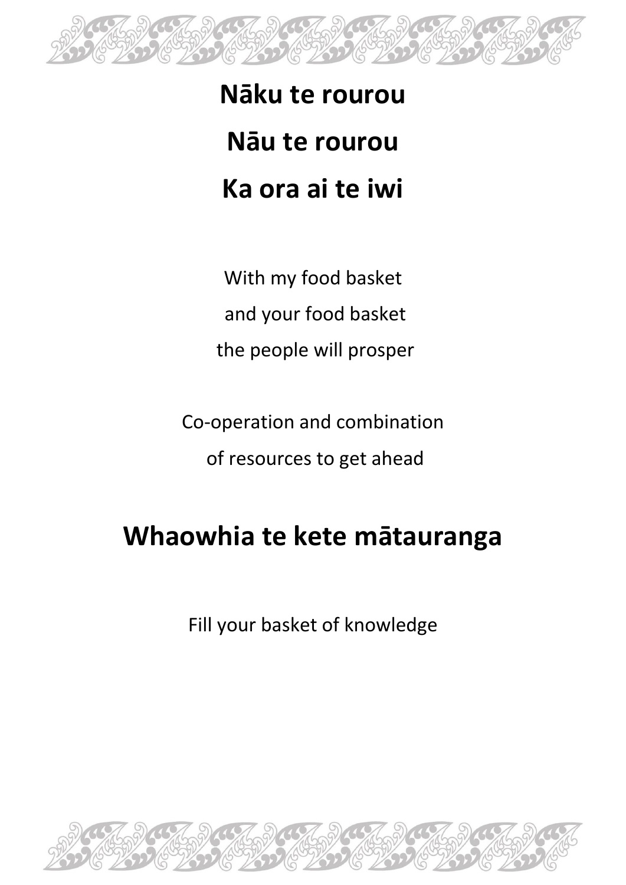**Nāku te rourou**

**Nāu te rourou**

**Ka ora ai te iwi**

With my food basket

and your food basket

the people will prosper

Co-operation and combination

of resources to get ahead

**Whaowhia te kete mātauranga**

Fill your basket of knowledge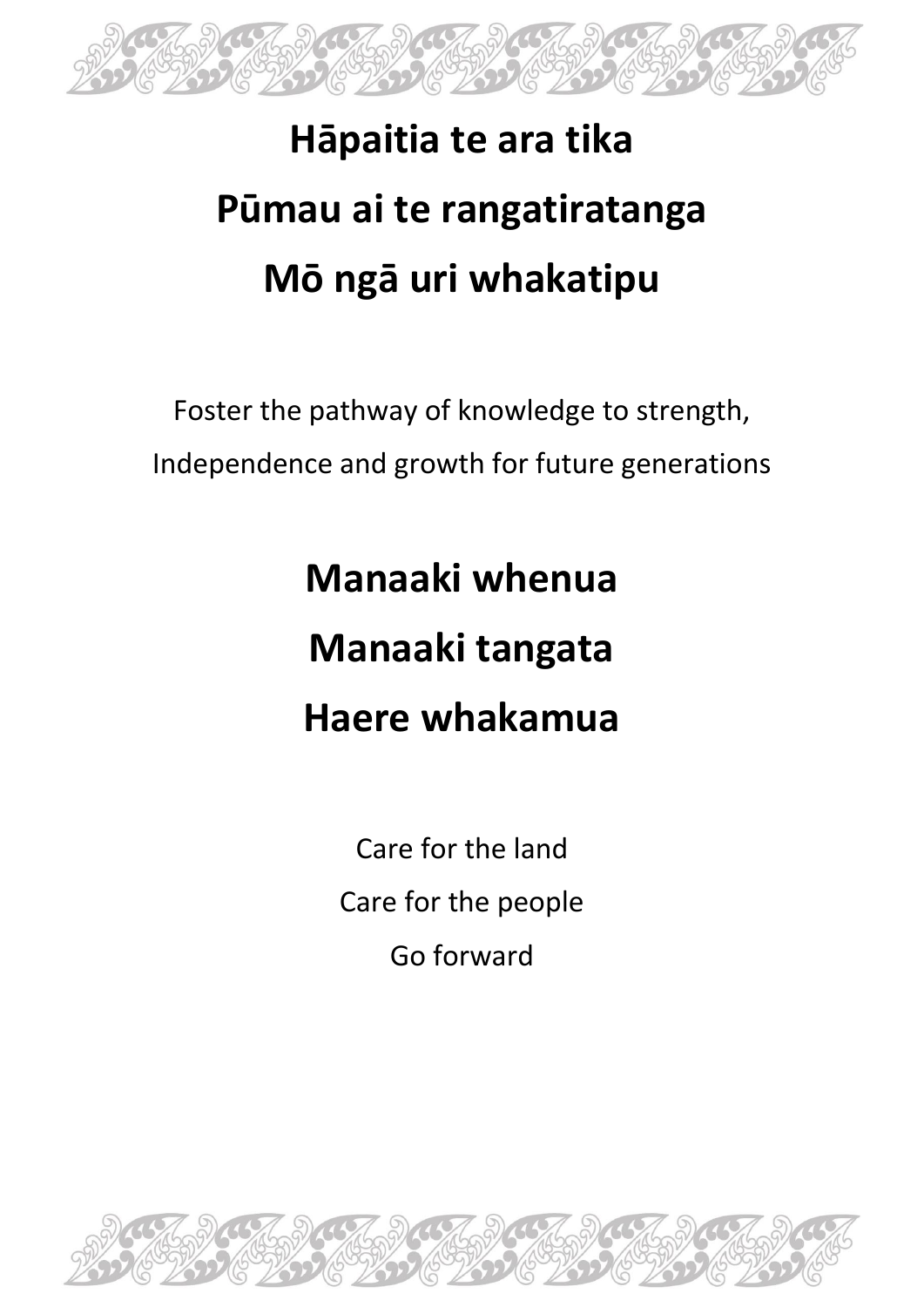**Hāpaitia te ara tika**

**Pūmau ai te rangatiratanga**

**Mō ngā uri whakatipu**

Foster the pathway of knowledge to strength,
Independence and growth for future generations

**Manaaki whenua**

**Manaaki tangata**

**Haere whakamua**

Care for the land

Care for the people

Go forward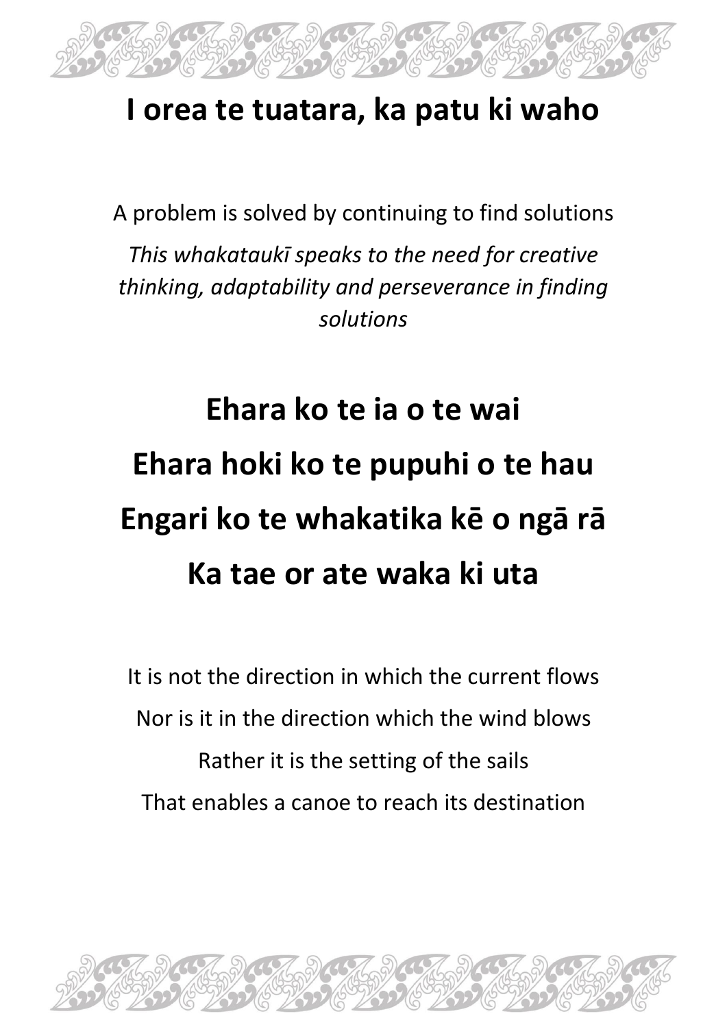# I orea te tuatara, ka patu ki waho

A problem is solved by continuing to find solutions

*This whakataukī speaks to the need for creative thinking, adaptability and perseverance in finding solutions*

**Ehara ko te ia o te wai**

**Ehara hoki ko te pupuhi o te hau**

**Engari ko te whakatika kē o ngā rā**

**Ka tae or ate waka ki uta**

It is not the direction in which the current flows

Nor is it in the direction which the wind blows

Rather it is the setting of the sails

That enables a canoe to reach its destination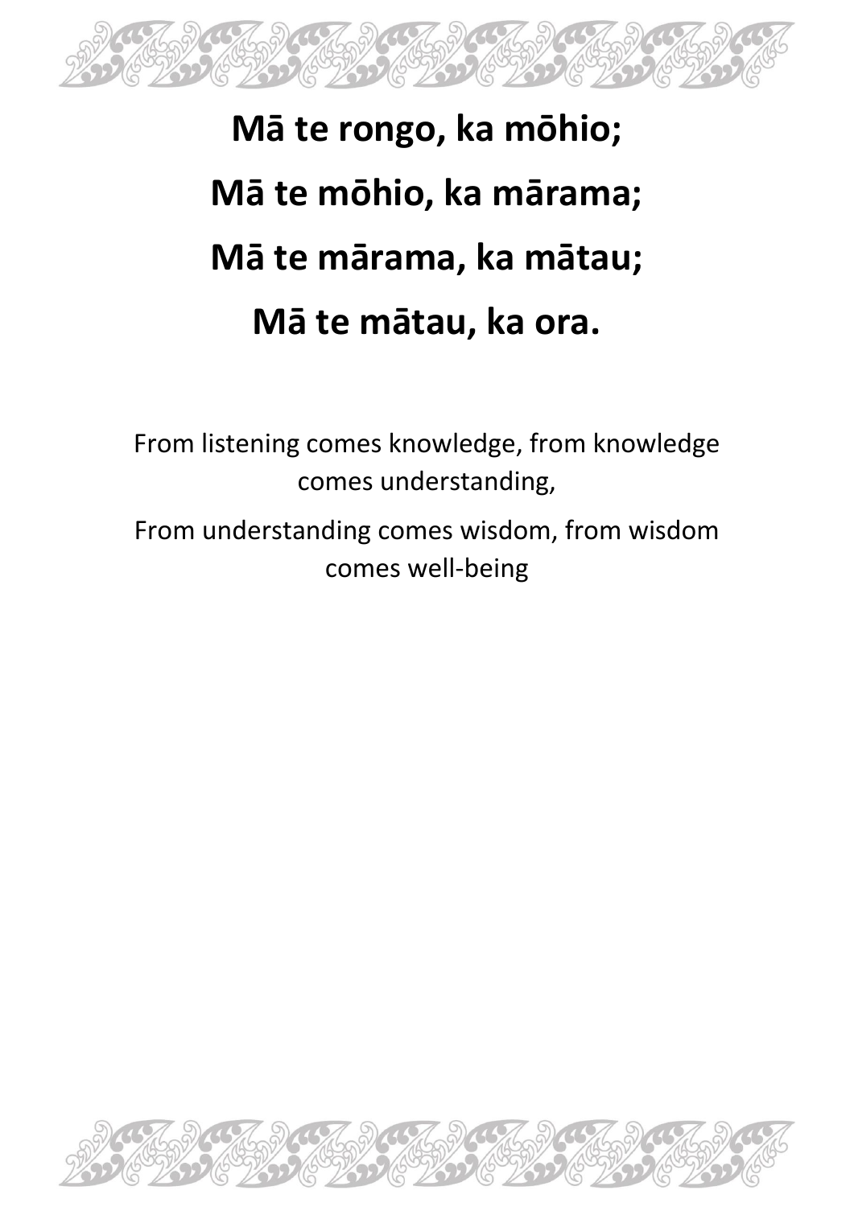**Mā te rongo, ka mōhio;**

**Mā te mōhio, ka mārama;**

**Mā te mārama, ka mātau;**

**Mā te mātau, ka ora.**

From listening comes knowledge, from knowledge comes understanding,

From understanding comes wisdom, from wisdom comes well-being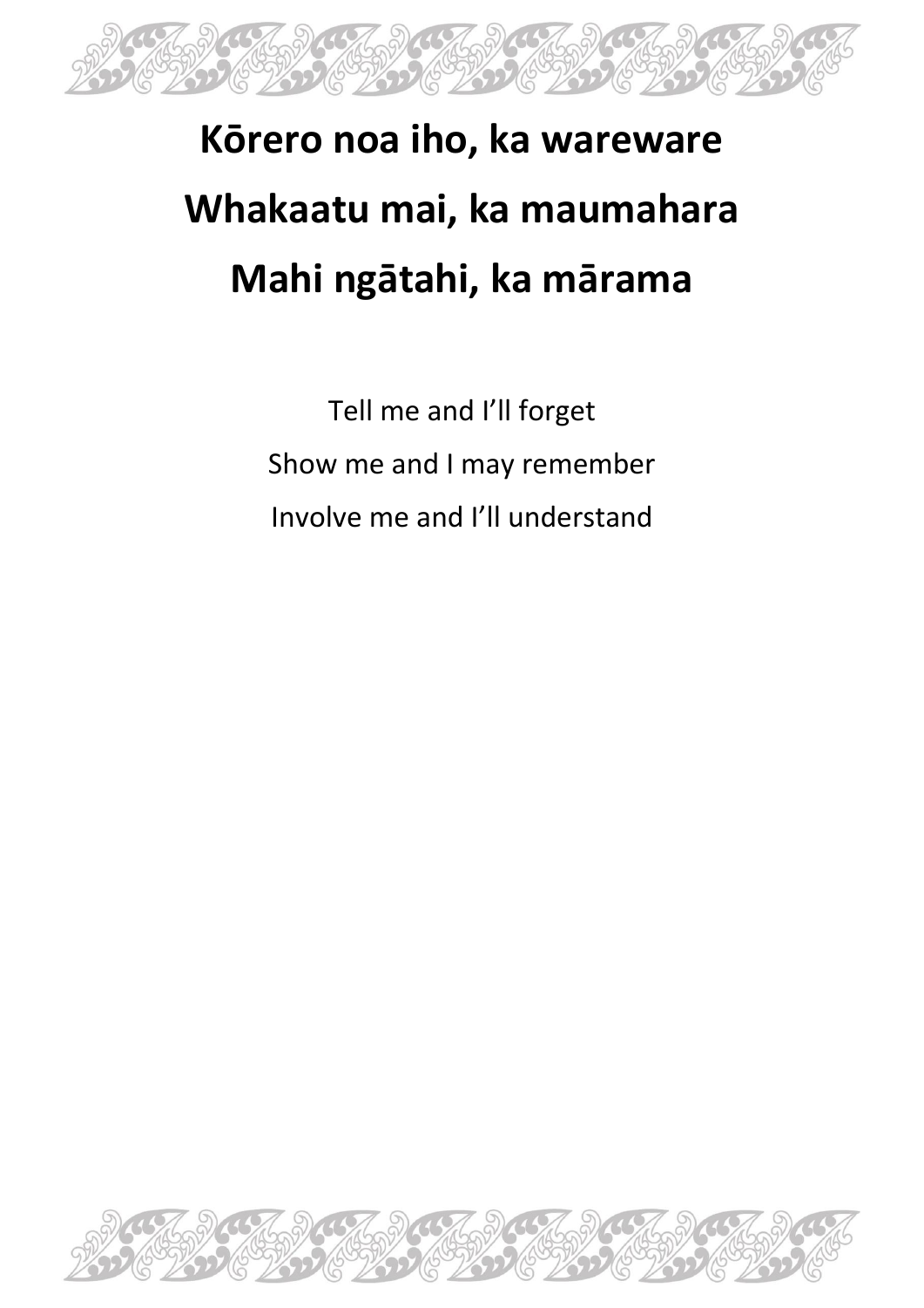**Kōrero noa iho, ka wareware**
**Whakaatu mai, ka maumahara**
**Mahi ngātahi, ka mārama**

Tell me and I'll forget
Show me and I may remember
Involve me and I'll understand